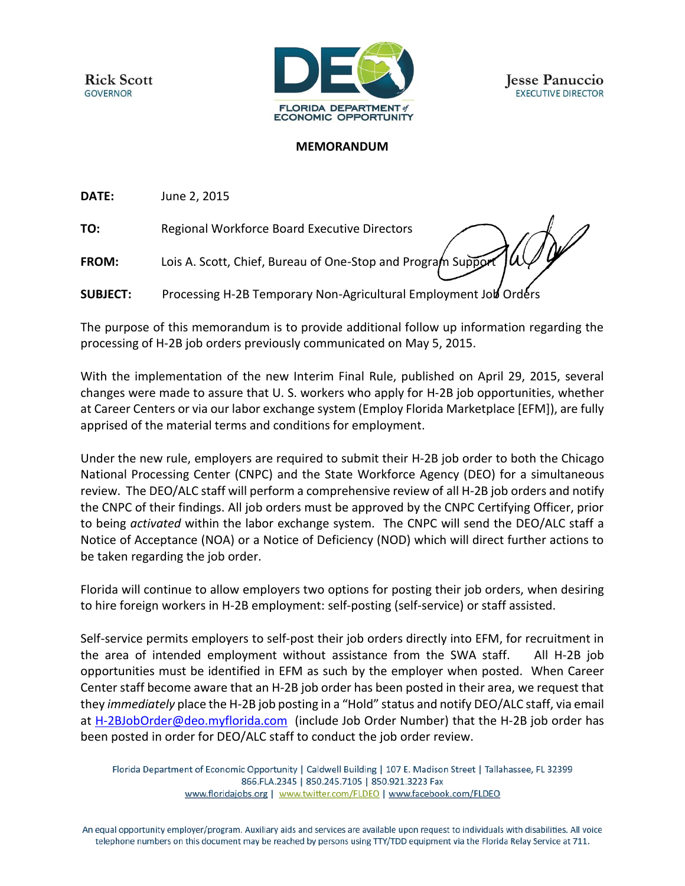Rick Scott
GOVERNOR

FLORIDA DEPARTMENT *of* ECONOMIC OPPORTUNITY

Jesse Panuccio
EXECUTIVE DIRECTOR

**MEMORANDUM**

**DATE:** June 2, 2015

**TO:** Regional Workforce Board Executive Directors

**FROM:** Lois A. Scott, Chief, Bureau of One-Stop and Program Support

**SUBJECT:** Processing H-2B Temporary Non-Agricultural Employment Job Orders

The purpose of this memorandum is to provide additional follow up information regarding the processing of H-2B job orders previously communicated on May 5, 2015.

With the implementation of the new Interim Final Rule, published on April 29, 2015, several changes were made to assure that U. S. workers who apply for H-2B job opportunities, whether at Career Centers or via our labor exchange system (Employ Florida Marketplace [EFM]), are fully apprised of the material terms and conditions for employment.

Under the new rule, employers are required to submit their H-2B job order to both the Chicago National Processing Center (CNPC) and the State Workforce Agency (DEO) for a simultaneous review. The DEO/ALC staff will perform a comprehensive review of all H-2B job orders and notify the CNPC of their findings. All job orders must be approved by the CNPC Certifying Officer, prior to being *activated* within the labor exchange system. The CNPC will send the DEO/ALC staff a Notice of Acceptance (NOA) or a Notice of Deficiency (NOD) which will direct further actions to be taken regarding the job order.

Florida will continue to allow employers two options for posting their job orders, when desiring to hire foreign workers in H-2B employment: self-posting (self-service) or staff assisted.

Self-service permits employers to self-post their job orders directly into EFM, for recruitment in the area of intended employment without assistance from the SWA staff. All H-2B job opportunities must be identified in EFM as such by the employer when posted. When Career Center staff become aware that an H-2B job order has been posted in their area, we request that they *immediately* place the H-2B job posting in a "Hold" status and notify DEO/ALC staff, via email at H-2BJobOrder@deo.myflorida.com (include Job Order Number) that the H-2B job order has been posted in order for DEO/ALC staff to conduct the job order review.

Florida Department of Economic Opportunity | Caldwell Building | 107 E. Madison Street | Tallahassee, FL 32399
866.FLA.2345 | 850.245.7105 | 850.921.3223 Fax
www.floridajobs.org | www.twitter.com/FLDEO | www.facebook.com/FLDEO

An equal opportunity employer/program. Auxiliary aids and services are available upon request to individuals with disabilities. All voice telephone numbers on this document may be reached by persons using TTY/TDD equipment via the Florida Relay Service at 711.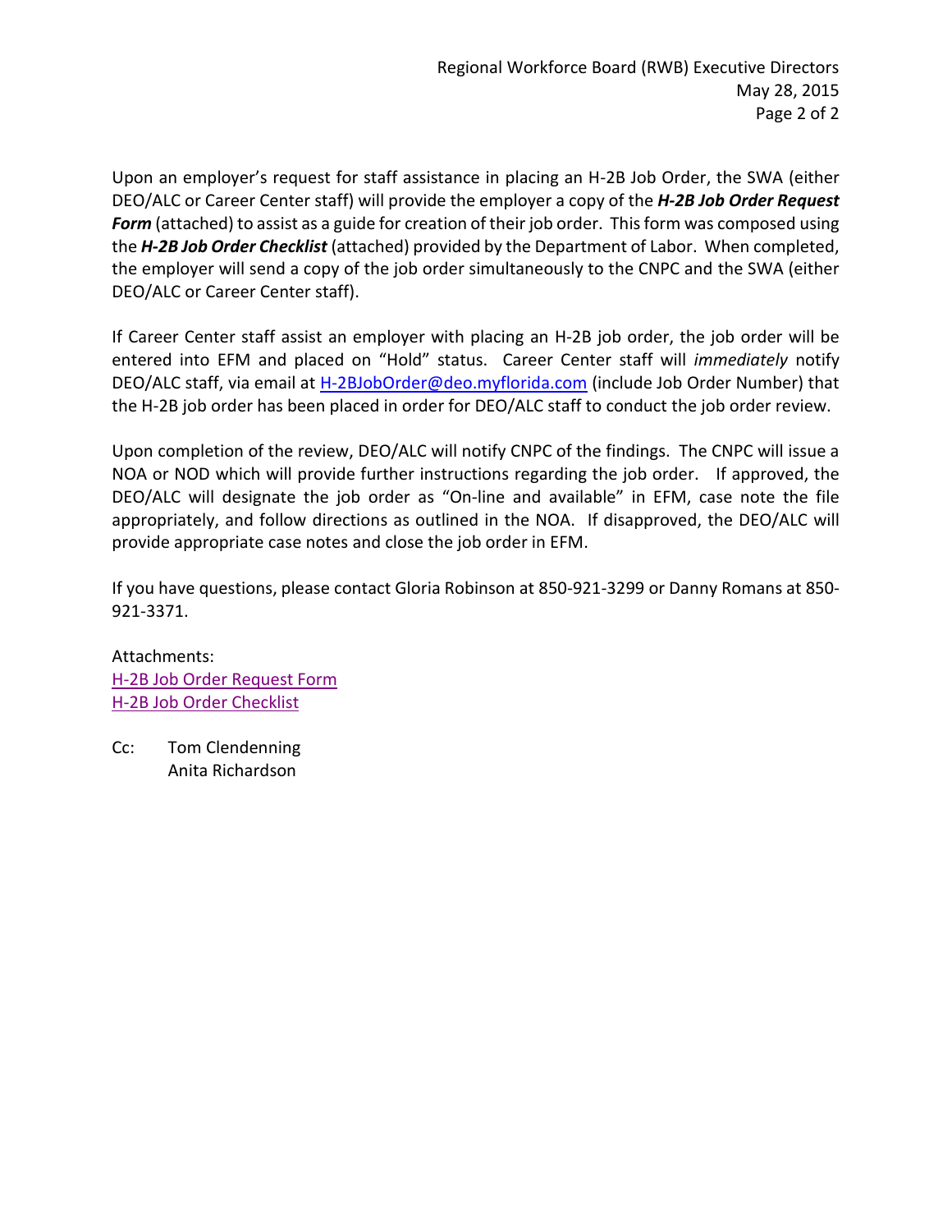Upon an employer's request for staff assistance in placing an H-2B Job Order, the SWA (either DEO/ALC or Career Center staff) will provide the employer a copy of the ***H-2B Job Order Request Form*** (attached) to assist as a guide for creation of their job order. This form was composed using the ***H-2B Job Order Checklist*** (attached) provided by the Department of Labor. When completed, the employer will send a copy of the job order simultaneously to the CNPC and the SWA (either DEO/ALC or Career Center staff).

If Career Center staff assist an employer with placing an H-2B job order, the job order will be entered into EFM and placed on "Hold" status. Career Center staff will *immediately* notify DEO/ALC staff, via email at H-2BJobOrder@deo.myflorida.com (include Job Order Number) that the H-2B job order has been placed in order for DEO/ALC staff to conduct the job order review.

Upon completion of the review, DEO/ALC will notify CNPC of the findings. The CNPC will issue a NOA or NOD which will provide further instructions regarding the job order. If approved, the DEO/ALC will designate the job order as "On-line and available" in EFM, case note the file appropriately, and follow directions as outlined in the NOA. If disapproved, the DEO/ALC will provide appropriate case notes and close the job order in EFM.

If you have questions, please contact Gloria Robinson at 850-921-3299 or Danny Romans at 850-921-3371.

Attachments:
H-2B Job Order Request Form
H-2B Job Order Checklist

Cc: Tom Clendenning
Anita Richardson